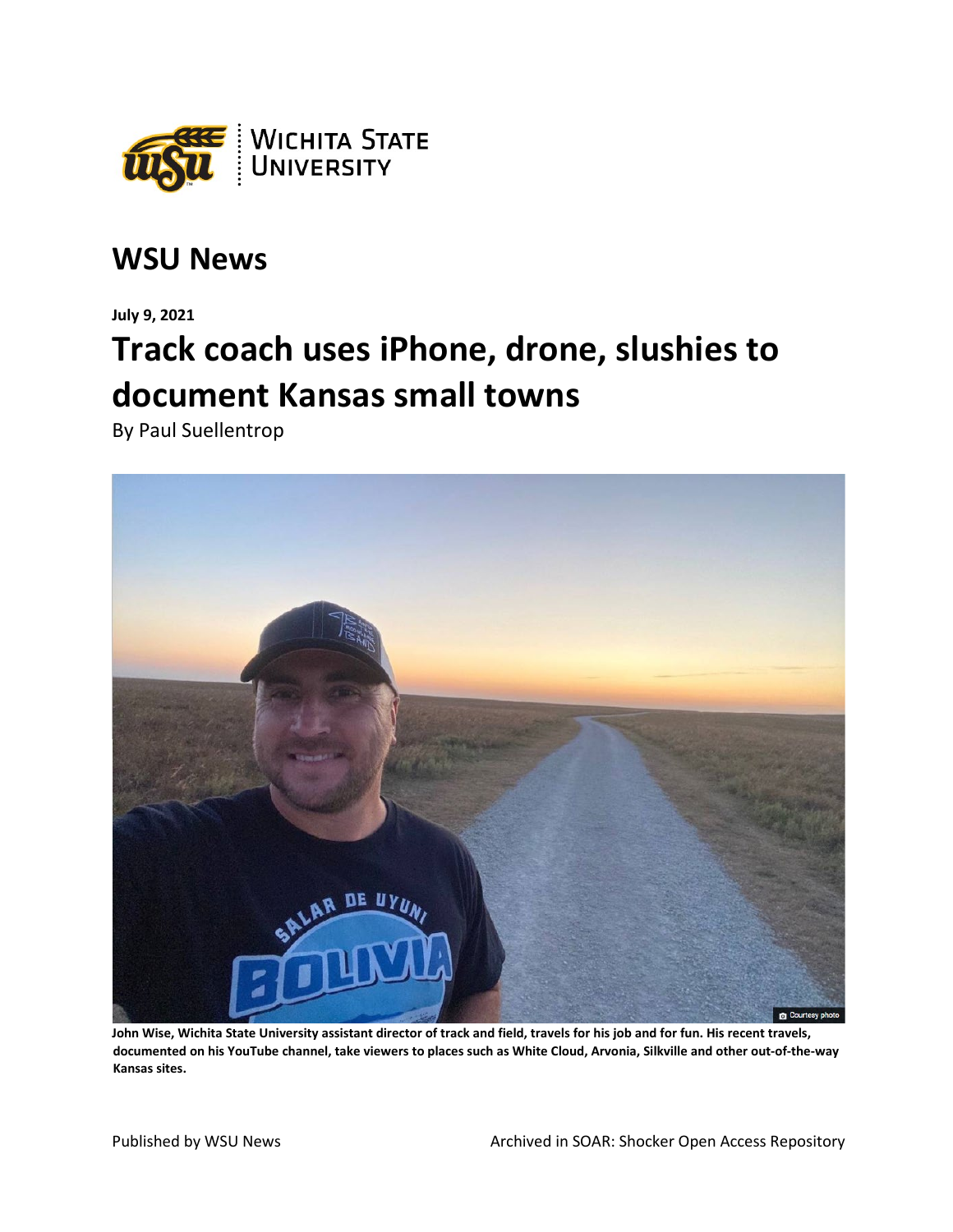# WSU News

**July 9, 2021**

# Track coach uses iPhone, drone, slushies to document Kansas small towns

By Paul Suellentrop

**John Wise, Wichita State University assistant director of track and field, travels for his job and for fun. His recent travels, documented on his YouTube channel, take viewers to places such as White Cloud, Arvonia, Silkville and other out-of-the-way Kansas sites.**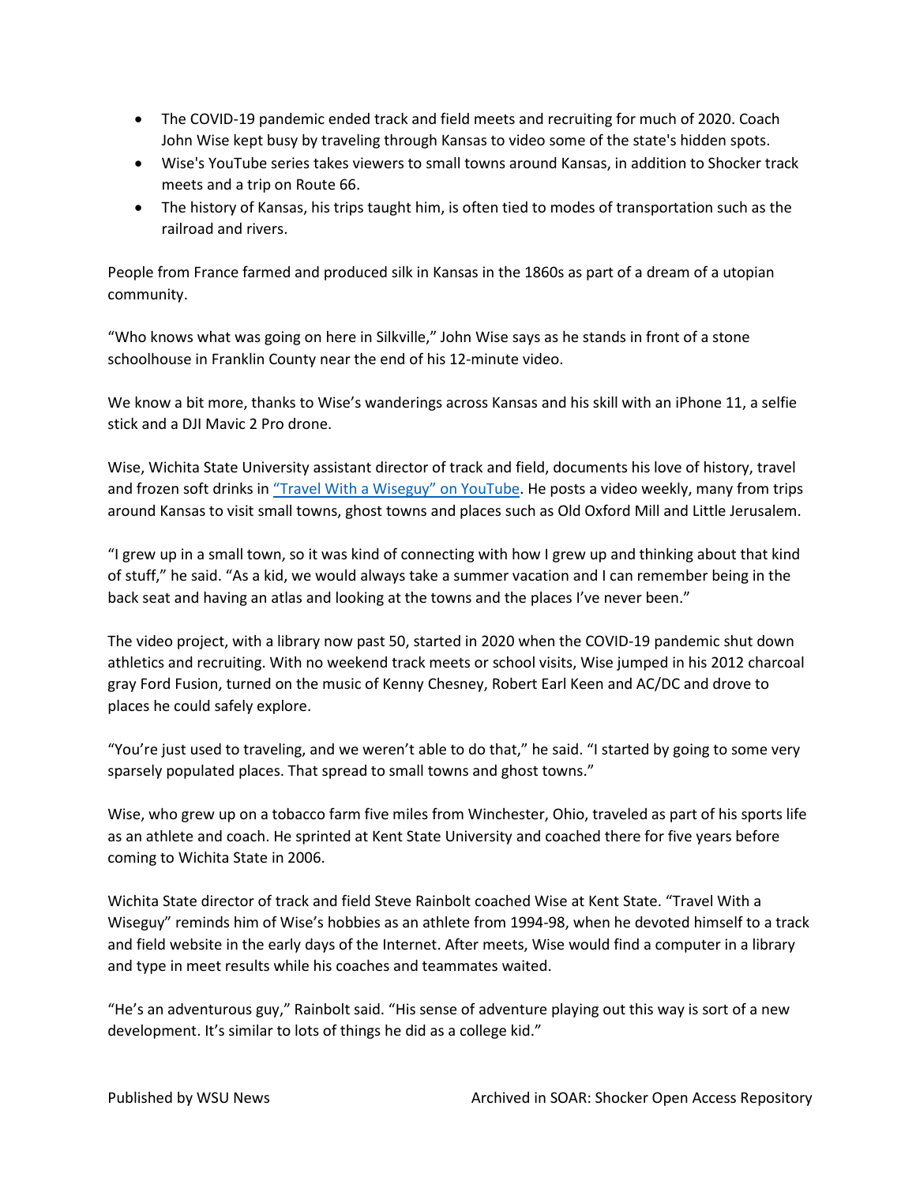- The COVID-19 pandemic ended track and field meets and recruiting for much of 2020. Coach John Wise kept busy by traveling through Kansas to video some of the state's hidden spots.
- Wise's YouTube series takes viewers to small towns around Kansas, in addition to Shocker track meets and a trip on Route 66.
- The history of Kansas, his trips taught him, is often tied to modes of transportation such as the railroad and rivers.

People from France farmed and produced silk in Kansas in the 1860s as part of a dream of a utopian community.

"Who knows what was going on here in Silkville," John Wise says as he stands in front of a stone schoolhouse in Franklin County near the end of his 12-minute video.

We know a bit more, thanks to Wise's wanderings across Kansas and his skill with an iPhone 11, a selfie stick and a DJI Mavic 2 Pro drone.

Wise, Wichita State University assistant director of track and field, documents his love of history, travel and frozen soft drinks in "Travel With a Wiseguy" on YouTube. He posts a video weekly, many from trips around Kansas to visit small towns, ghost towns and places such as Old Oxford Mill and Little Jerusalem.

"I grew up in a small town, so it was kind of connecting with how I grew up and thinking about that kind of stuff," he said. "As a kid, we would always take a summer vacation and I can remember being in the back seat and having an atlas and looking at the towns and the places I've never been."

The video project, with a library now past 50, started in 2020 when the COVID-19 pandemic shut down athletics and recruiting. With no weekend track meets or school visits, Wise jumped in his 2012 charcoal gray Ford Fusion, turned on the music of Kenny Chesney, Robert Earl Keen and AC/DC and drove to places he could safely explore.

"You're just used to traveling, and we weren't able to do that," he said. "I started by going to some very sparsely populated places. That spread to small towns and ghost towns."

Wise, who grew up on a tobacco farm five miles from Winchester, Ohio, traveled as part of his sports life as an athlete and coach. He sprinted at Kent State University and coached there for five years before coming to Wichita State in 2006.

Wichita State director of track and field Steve Rainbolt coached Wise at Kent State. "Travel With a Wiseguy" reminds him of Wise's hobbies as an athlete from 1994-98, when he devoted himself to a track and field website in the early days of the Internet. After meets, Wise would find a computer in a library and type in meet results while his coaches and teammates waited.

"He's an adventurous guy," Rainbolt said. "His sense of adventure playing out this way is sort of a new development. It's similar to lots of things he did as a college kid."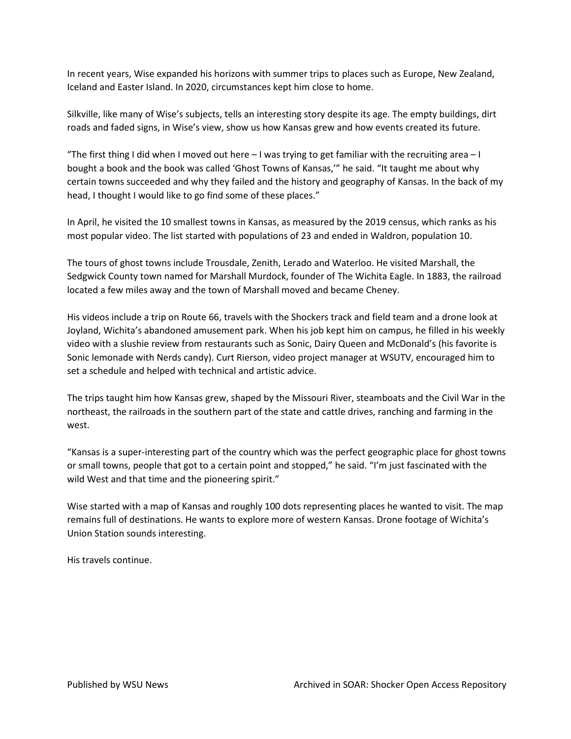In recent years, Wise expanded his horizons with summer trips to places such as Europe, New Zealand, Iceland and Easter Island. In 2020, circumstances kept him close to home.

Silkville, like many of Wise's subjects, tells an interesting story despite its age. The empty buildings, dirt roads and faded signs, in Wise's view, show us how Kansas grew and how events created its future.

"The first thing I did when I moved out here – I was trying to get familiar with the recruiting area – I bought a book and the book was called 'Ghost Towns of Kansas,'" he said. "It taught me about why certain towns succeeded and why they failed and the history and geography of Kansas. In the back of my head, I thought I would like to go find some of these places."

In April, he visited the 10 smallest towns in Kansas, as measured by the 2019 census, which ranks as his most popular video. The list started with populations of 23 and ended in Waldron, population 10.

The tours of ghost towns include Trousdale, Zenith, Lerado and Waterloo. He visited Marshall, the Sedgwick County town named for Marshall Murdock, founder of The Wichita Eagle. In 1883, the railroad located a few miles away and the town of Marshall moved and became Cheney.

His videos include a trip on Route 66, travels with the Shockers track and field team and a drone look at Joyland, Wichita's abandoned amusement park. When his job kept him on campus, he filled in his weekly video with a slushie review from restaurants such as Sonic, Dairy Queen and McDonald's (his favorite is Sonic lemonade with Nerds candy). Curt Rierson, video project manager at WSUTV, encouraged him to set a schedule and helped with technical and artistic advice.

The trips taught him how Kansas grew, shaped by the Missouri River, steamboats and the Civil War in the northeast, the railroads in the southern part of the state and cattle drives, ranching and farming in the west.

"Kansas is a super-interesting part of the country which was the perfect geographic place for ghost towns or small towns, people that got to a certain point and stopped," he said. "I'm just fascinated with the wild West and that time and the pioneering spirit."

Wise started with a map of Kansas and roughly 100 dots representing places he wanted to visit. The map remains full of destinations. He wants to explore more of western Kansas. Drone footage of Wichita's Union Station sounds interesting.

His travels continue.